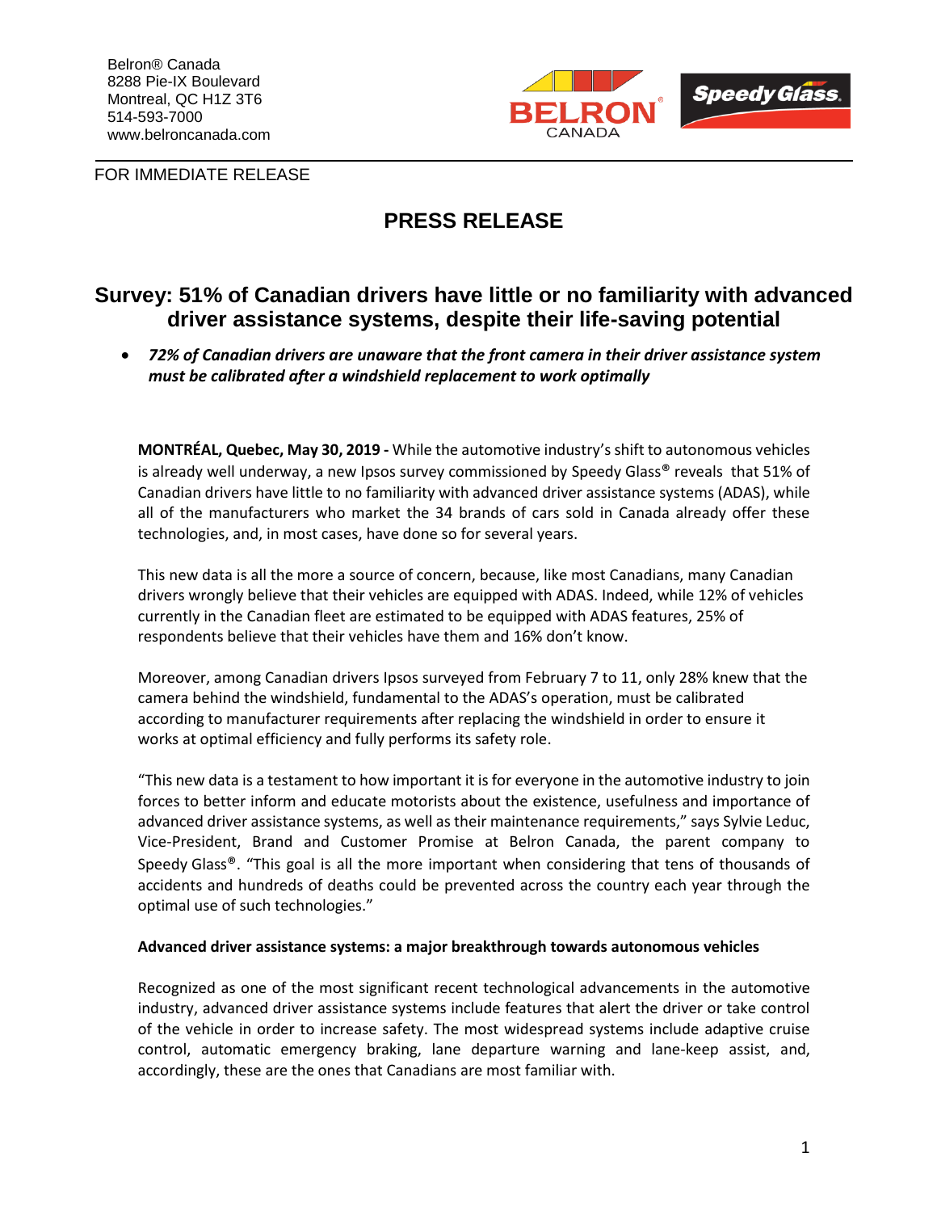Belron® Canada
8288 Pie-IX Boulevard
Montreal, QC H1Z 3T6
514-593-7000
www.belroncanada.com

FOR IMMEDIATE RELEASE

# PRESS RELEASE

## Survey: 51% of Canadian drivers have little or no familiarity with advanced driver assistance systems, despite their life-saving potential

- ***72% of Canadian drivers are unaware that the front camera in their driver assistance system must be calibrated after a windshield replacement to work optimally***

**MONTRÉAL, Quebec, May 30, 2019 -** While the automotive industry's shift to autonomous vehicles is already well underway, a new Ipsos survey commissioned by Speedy Glass® reveals that 51% of Canadian drivers have little to no familiarity with advanced driver assistance systems (ADAS), while all of the manufacturers who market the 34 brands of cars sold in Canada already offer these technologies, and, in most cases, have done so for several years.

This new data is all the more a source of concern, because, like most Canadians, many Canadian drivers wrongly believe that their vehicles are equipped with ADAS. Indeed, while 12% of vehicles currently in the Canadian fleet are estimated to be equipped with ADAS features, 25% of respondents believe that their vehicles have them and 16% don't know.

Moreover, among Canadian drivers Ipsos surveyed from February 7 to 11, only 28% knew that the camera behind the windshield, fundamental to the ADAS's operation, must be calibrated according to manufacturer requirements after replacing the windshield in order to ensure it works at optimal efficiency and fully performs its safety role.

"This new data is a testament to how important it is for everyone in the automotive industry to join forces to better inform and educate motorists about the existence, usefulness and importance of advanced driver assistance systems, as well as their maintenance requirements," says Sylvie Leduc, Vice-President, Brand and Customer Promise at Belron Canada, the parent company to Speedy Glass®. "This goal is all the more important when considering that tens of thousands of accidents and hundreds of deaths could be prevented across the country each year through the optimal use of such technologies."

**Advanced driver assistance systems: a major breakthrough towards autonomous vehicles**

Recognized as one of the most significant recent technological advancements in the automotive industry, advanced driver assistance systems include features that alert the driver or take control of the vehicle in order to increase safety. The most widespread systems include adaptive cruise control, automatic emergency braking, lane departure warning and lane-keep assist, and, accordingly, these are the ones that Canadians are most familiar with.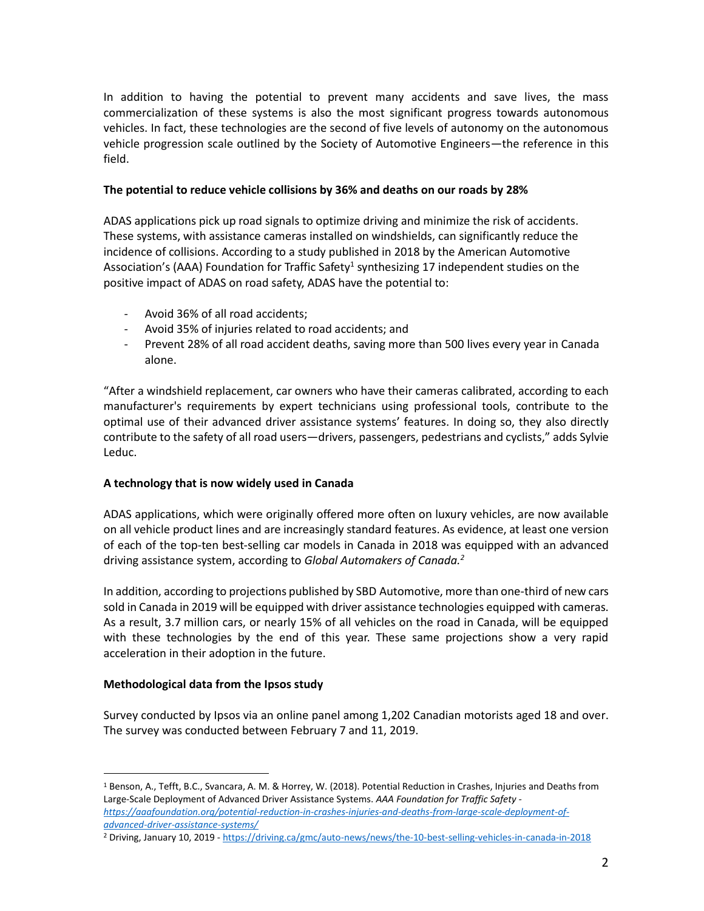In addition to having the potential to prevent many accidents and save lives, the mass commercialization of these systems is also the most significant progress towards autonomous vehicles. In fact, these technologies are the second of five levels of autonomy on the autonomous vehicle progression scale outlined by the Society of Automotive Engineers—the reference in this field.

**The potential to reduce vehicle collisions by 36% and deaths on our roads by 28%**

ADAS applications pick up road signals to optimize driving and minimize the risk of accidents. These systems, with assistance cameras installed on windshields, can significantly reduce the incidence of collisions. According to a study published in 2018 by the American Automotive Association's (AAA) Foundation for Traffic Safety[1] synthesizing 17 independent studies on the positive impact of ADAS on road safety, ADAS have the potential to:

- Avoid 36% of all road accidents;
- Avoid 35% of injuries related to road accidents; and
- Prevent 28% of all road accident deaths, saving more than 500 lives every year in Canada alone.

"After a windshield replacement, car owners who have their cameras calibrated, according to each manufacturer's requirements by expert technicians using professional tools, contribute to the optimal use of their advanced driver assistance systems' features. In doing so, they also directly contribute to the safety of all road users—drivers, passengers, pedestrians and cyclists," adds Sylvie Leduc.

**A technology that is now widely used in Canada**

ADAS applications, which were originally offered more often on luxury vehicles, are now available on all vehicle product lines and are increasingly standard features. As evidence, at least one version of each of the top-ten best-selling car models in Canada in 2018 was equipped with an advanced driving assistance system, according to *Global Automakers of Canada.*[2]

In addition, according to projections published by SBD Automotive, more than one-third of new cars sold in Canada in 2019 will be equipped with driver assistance technologies equipped with cameras. As a result, 3.7 million cars, or nearly 15% of all vehicles on the road in Canada, will be equipped with these technologies by the end of this year. These same projections show a very rapid acceleration in their adoption in the future.

**Methodological data from the Ipsos study**

Survey conducted by Ipsos via an online panel among 1,202 Canadian motorists aged 18 and over. The survey was conducted between February 7 and 11, 2019.

---

[1] Benson, A., Tefft, B.C., Svancara, A. M. & Horrey, W. (2018). Potential Reduction in Crashes, Injuries and Deaths from Large-Scale Deployment of Advanced Driver Assistance Systems. *AAA Foundation for Traffic Safety* - *https://aaafoundation.org/potential-reduction-in-crashes-injuries-and-deaths-from-large-scale-deployment-of-advanced-driver-assistance-systems/*

[2] Driving, January 10, 2019 - https://driving.ca/gmc/auto-news/news/the-10-best-selling-vehicles-in-canada-in-2018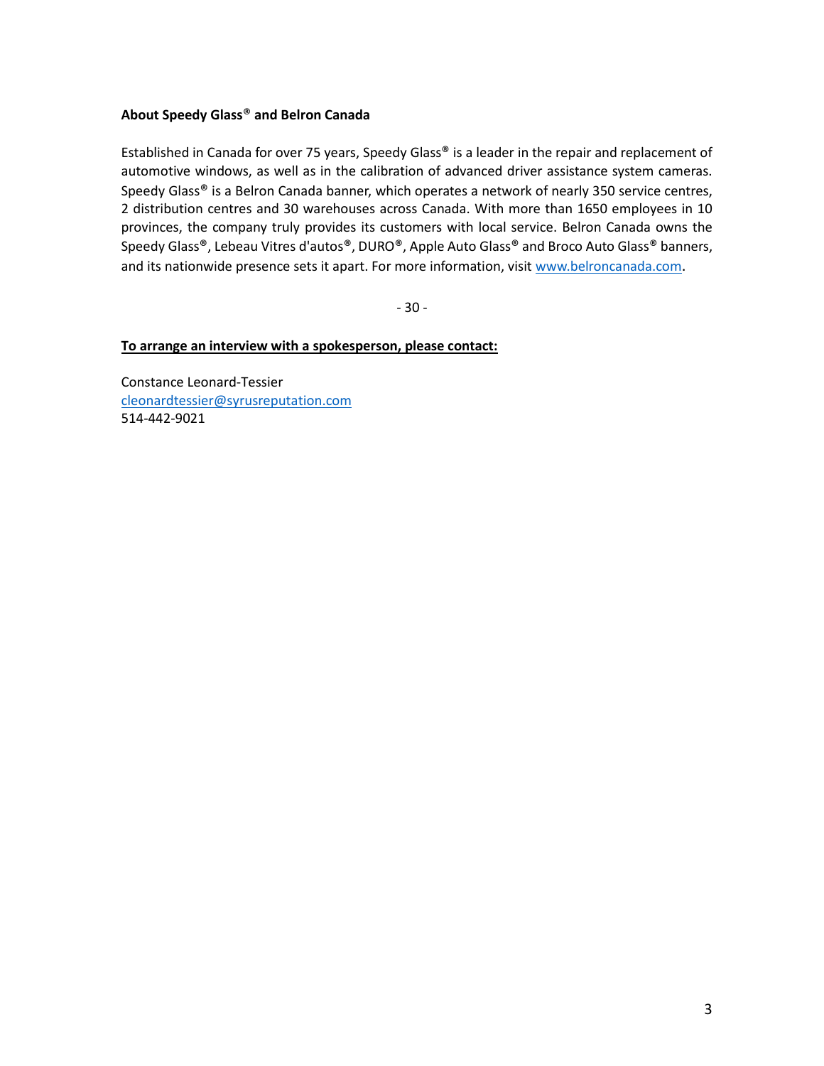**About Speedy Glass® and Belron Canada**

Established in Canada for over 75 years, Speedy Glass® is a leader in the repair and replacement of automotive windows, as well as in the calibration of advanced driver assistance system cameras. Speedy Glass® is a Belron Canada banner, which operates a network of nearly 350 service centres, 2 distribution centres and 30 warehouses across Canada. With more than 1650 employees in 10 provinces, the company truly provides its customers with local service. Belron Canada owns the Speedy Glass®, Lebeau Vitres d'autos®, DURO®, Apple Auto Glass® and Broco Auto Glass® banners, and its nationwide presence sets it apart. For more information, visit www.belroncanada.com.

- 30 -

**To arrange an interview with a spokesperson, please contact:**

Constance Leonard-Tessier
cleonardtessier@syrusreputation.com
514-442-9021